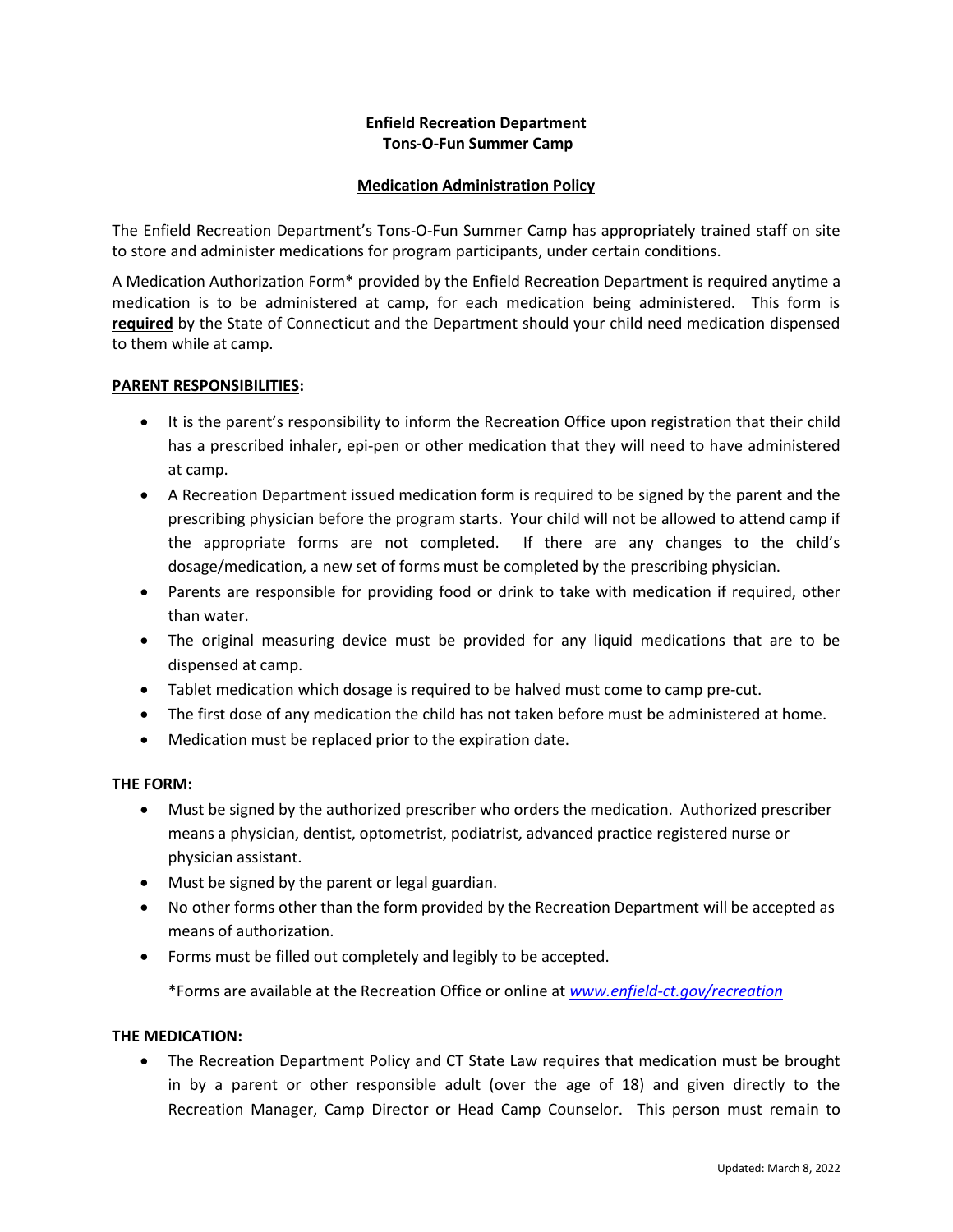**Enfield Recreation Department**
**Tons-O-Fun Summer Camp**

**<u>Medication Administration Policy</u>**

The Enfield Recreation Department's Tons-O-Fun Summer Camp has appropriately trained staff on site to store and administer medications for program participants, under certain conditions.

A Medication Authorization Form* provided by the Enfield Recreation Department is required anytime a medication is to be administered at camp, for each medication being administered. This form is **<u>required</u>** by the State of Connecticut and the Department should your child need medication dispensed to them while at camp.

**<u>PARENT RESPONSIBILITIES</u>:**

- It is the parent's responsibility to inform the Recreation Office upon registration that their child has a prescribed inhaler, epi-pen or other medication that they will need to have administered at camp.
- A Recreation Department issued medication form is required to be signed by the parent and the prescribing physician before the program starts. Your child will not be allowed to attend camp if the appropriate forms are not completed. If there are any changes to the child's dosage/medication, a new set of forms must be completed by the prescribing physician.
- Parents are responsible for providing food or drink to take with medication if required, other than water.
- The original measuring device must be provided for any liquid medications that are to be dispensed at camp.
- Tablet medication which dosage is required to be halved must come to camp pre-cut.
- The first dose of any medication the child has not taken before must be administered at home.
- Medication must be replaced prior to the expiration date.

**THE FORM:**

- Must be signed by the authorized prescriber who orders the medication. Authorized prescriber means a physician, dentist, optometrist, podiatrist, advanced practice registered nurse or physician assistant.
- Must be signed by the parent or legal guardian.
- No other forms other than the form provided by the Recreation Department will be accepted as means of authorization.
- Forms must be filled out completely and legibly to be accepted.

  *Forms are available at the Recreation Office or online at *www.enfield-ct.gov/recreation*

**THE MEDICATION:**

- The Recreation Department Policy and CT State Law requires that medication must be brought in by a parent or other responsible adult (over the age of 18) and given directly to the Recreation Manager, Camp Director or Head Camp Counselor. This person must remain to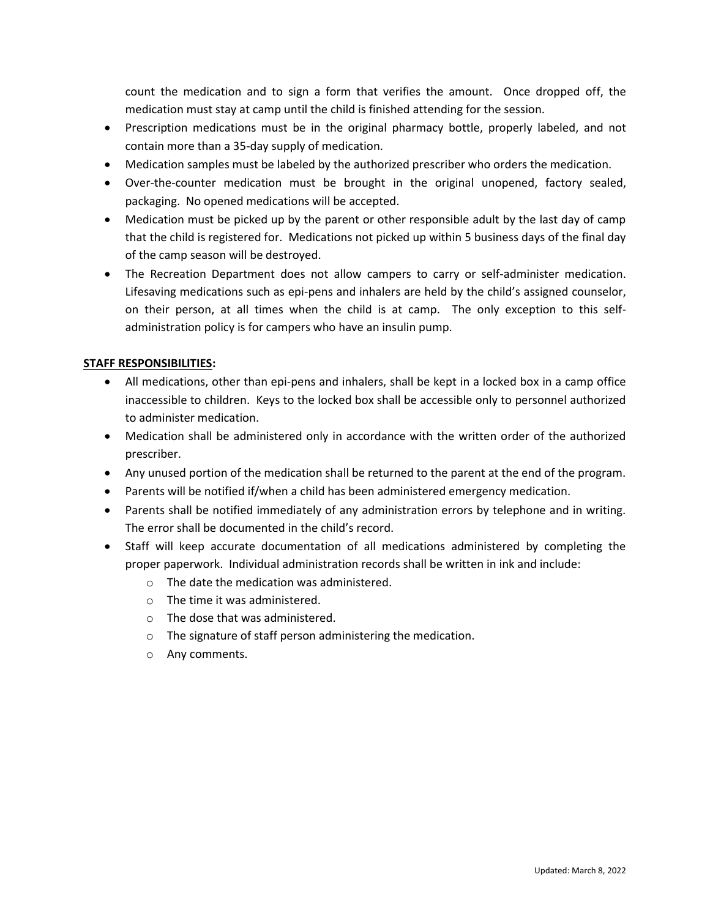count the medication and to sign a form that verifies the amount. Once dropped off, the medication must stay at camp until the child is finished attending for the session.

- Prescription medications must be in the original pharmacy bottle, properly labeled, and not contain more than a 35-day supply of medication.
- Medication samples must be labeled by the authorized prescriber who orders the medication.
- Over-the-counter medication must be brought in the original unopened, factory sealed, packaging. No opened medications will be accepted.
- Medication must be picked up by the parent or other responsible adult by the last day of camp that the child is registered for. Medications not picked up within 5 business days of the final day of the camp season will be destroyed.
- The Recreation Department does not allow campers to carry or self-administer medication. Lifesaving medications such as epi-pens and inhalers are held by the child's assigned counselor, on their person, at all times when the child is at camp. The only exception to this self-administration policy is for campers who have an insulin pump.

**STAFF RESPONSIBILITIES:**

- All medications, other than epi-pens and inhalers, shall be kept in a locked box in a camp office inaccessible to children. Keys to the locked box shall be accessible only to personnel authorized to administer medication.
- Medication shall be administered only in accordance with the written order of the authorized prescriber.
- Any unused portion of the medication shall be returned to the parent at the end of the program.
- Parents will be notified if/when a child has been administered emergency medication.
- Parents shall be notified immediately of any administration errors by telephone and in writing. The error shall be documented in the child's record.
- Staff will keep accurate documentation of all medications administered by completing the proper paperwork. Individual administration records shall be written in ink and include:
  - The date the medication was administered.
  - The time it was administered.
  - The dose that was administered.
  - The signature of staff person administering the medication.
  - Any comments.

Updated: March 8, 2022